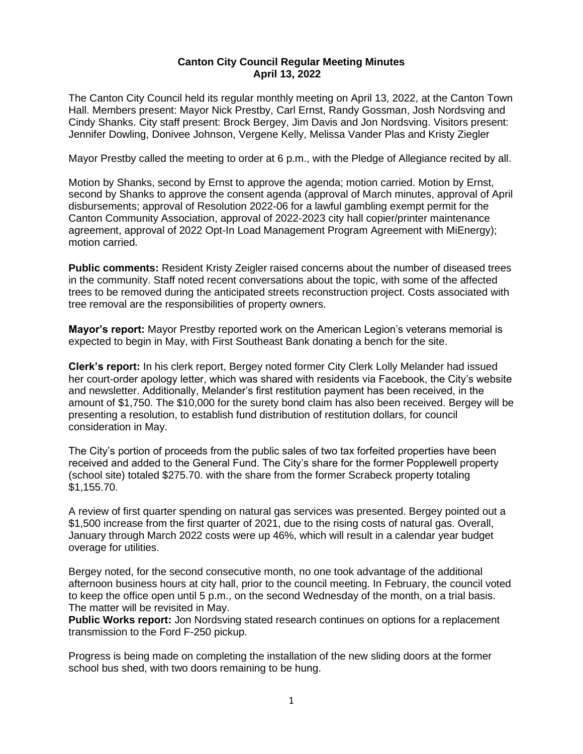**Canton City Council Regular Meeting Minutes**
**April 13, 2022**

The Canton City Council held its regular monthly meeting on April 13, 2022, at the Canton Town Hall. Members present: Mayor Nick Prestby, Carl Ernst, Randy Gossman, Josh Nordsving and Cindy Shanks. City staff present: Brock Bergey, Jim Davis and Jon Nordsving. Visitors present: Jennifer Dowling, Donivee Johnson, Vergene Kelly, Melissa Vander Plas and Kristy Ziegler

Mayor Prestby called the meeting to order at 6 p.m., with the Pledge of Allegiance recited by all.

Motion by Shanks, second by Ernst to approve the agenda; motion carried. Motion by Ernst, second by Shanks to approve the consent agenda (approval of March minutes, approval of April disbursements; approval of Resolution 2022-06 for a lawful gambling exempt permit for the Canton Community Association, approval of 2022-2023 city hall copier/printer maintenance agreement, approval of 2022 Opt-In Load Management Program Agreement with MiEnergy); motion carried.

**Public comments:** Resident Kristy Zeigler raised concerns about the number of diseased trees in the community. Staff noted recent conversations about the topic, with some of the affected trees to be removed during the anticipated streets reconstruction project. Costs associated with tree removal are the responsibilities of property owners.

**Mayor's report:** Mayor Prestby reported work on the American Legion's veterans memorial is expected to begin in May, with First Southeast Bank donating a bench for the site.

**Clerk's report:** In his clerk report, Bergey noted former City Clerk Lolly Melander had issued her court-order apology letter, which was shared with residents via Facebook, the City's website and newsletter. Additionally, Melander's first restitution payment has been received, in the amount of $1,750. The $10,000 for the surety bond claim has also been received. Bergey will be presenting a resolution, to establish fund distribution of restitution dollars, for council consideration in May.

The City's portion of proceeds from the public sales of two tax forfeited properties have been received and added to the General Fund. The City's share for the former Popplewell property (school site) totaled $275.70. with the share from the former Scrabeck property totaling $1,155.70.

A review of first quarter spending on natural gas services was presented. Bergey pointed out a $1,500 increase from the first quarter of 2021, due to the rising costs of natural gas. Overall, January through March 2022 costs were up 46%, which will result in a calendar year budget overage for utilities.

Bergey noted, for the second consecutive month, no one took advantage of the additional afternoon business hours at city hall, prior to the council meeting. In February, the council voted to keep the office open until 5 p.m., on the second Wednesday of the month, on a trial basis. The matter will be revisited in May.

**Public Works report:** Jon Nordsving stated research continues on options for a replacement transmission to the Ford F-250 pickup.

Progress is being made on completing the installation of the new sliding doors at the former school bus shed, with two doors remaining to be hung.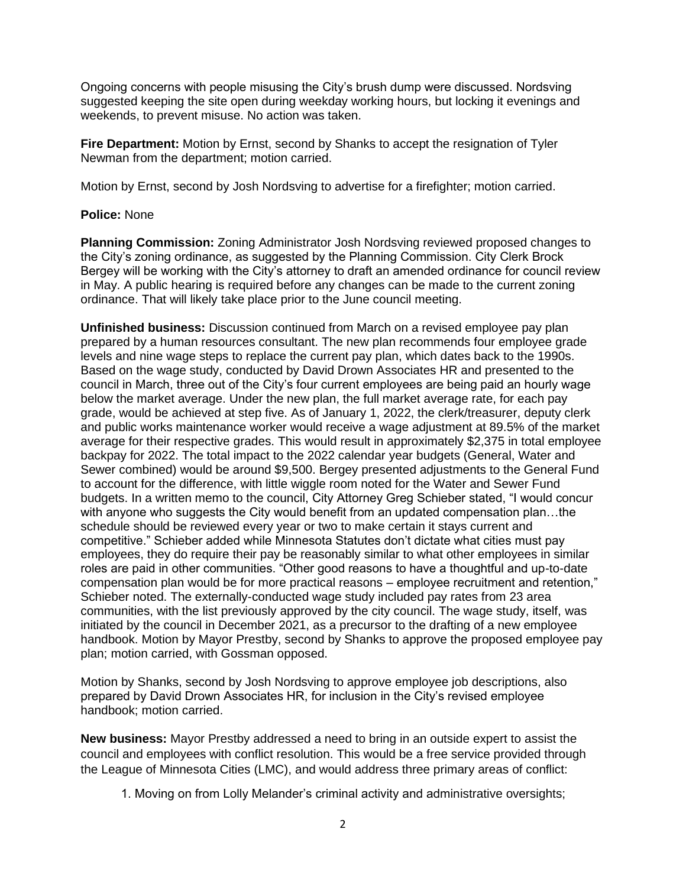Ongoing concerns with people misusing the City's brush dump were discussed. Nordsving suggested keeping the site open during weekday working hours, but locking it evenings and weekends, to prevent misuse. No action was taken.

**Fire Department:** Motion by Ernst, second by Shanks to accept the resignation of Tyler Newman from the department; motion carried.

Motion by Ernst, second by Josh Nordsving to advertise for a firefighter; motion carried.

**Police:** None

**Planning Commission:** Zoning Administrator Josh Nordsving reviewed proposed changes to the City's zoning ordinance, as suggested by the Planning Commission. City Clerk Brock Bergey will be working with the City's attorney to draft an amended ordinance for council review in May. A public hearing is required before any changes can be made to the current zoning ordinance. That will likely take place prior to the June council meeting.

**Unfinished business:** Discussion continued from March on a revised employee pay plan prepared by a human resources consultant. The new plan recommends four employee grade levels and nine wage steps to replace the current pay plan, which dates back to the 1990s. Based on the wage study, conducted by David Drown Associates HR and presented to the council in March, three out of the City's four current employees are being paid an hourly wage below the market average. Under the new plan, the full market average rate, for each pay grade, would be achieved at step five. As of January 1, 2022, the clerk/treasurer, deputy clerk and public works maintenance worker would receive a wage adjustment at 89.5% of the market average for their respective grades. This would result in approximately $2,375 in total employee backpay for 2022. The total impact to the 2022 calendar year budgets (General, Water and Sewer combined) would be around $9,500. Bergey presented adjustments to the General Fund to account for the difference, with little wiggle room noted for the Water and Sewer Fund budgets. In a written memo to the council, City Attorney Greg Schieber stated, "I would concur with anyone who suggests the City would benefit from an updated compensation plan…the schedule should be reviewed every year or two to make certain it stays current and competitive." Schieber added while Minnesota Statutes don't dictate what cities must pay employees, they do require their pay be reasonably similar to what other employees in similar roles are paid in other communities. "Other good reasons to have a thoughtful and up-to-date compensation plan would be for more practical reasons – employee recruitment and retention," Schieber noted. The externally-conducted wage study included pay rates from 23 area communities, with the list previously approved by the city council. The wage study, itself, was initiated by the council in December 2021, as a precursor to the drafting of a new employee handbook. Motion by Mayor Prestby, second by Shanks to approve the proposed employee pay plan; motion carried, with Gossman opposed.

Motion by Shanks, second by Josh Nordsving to approve employee job descriptions, also prepared by David Drown Associates HR, for inclusion in the City's revised employee handbook; motion carried.

**New business:** Mayor Prestby addressed a need to bring in an outside expert to assist the council and employees with conflict resolution. This would be a free service provided through the League of Minnesota Cities (LMC), and would address three primary areas of conflict:

1. Moving on from Lolly Melander's criminal activity and administrative oversights;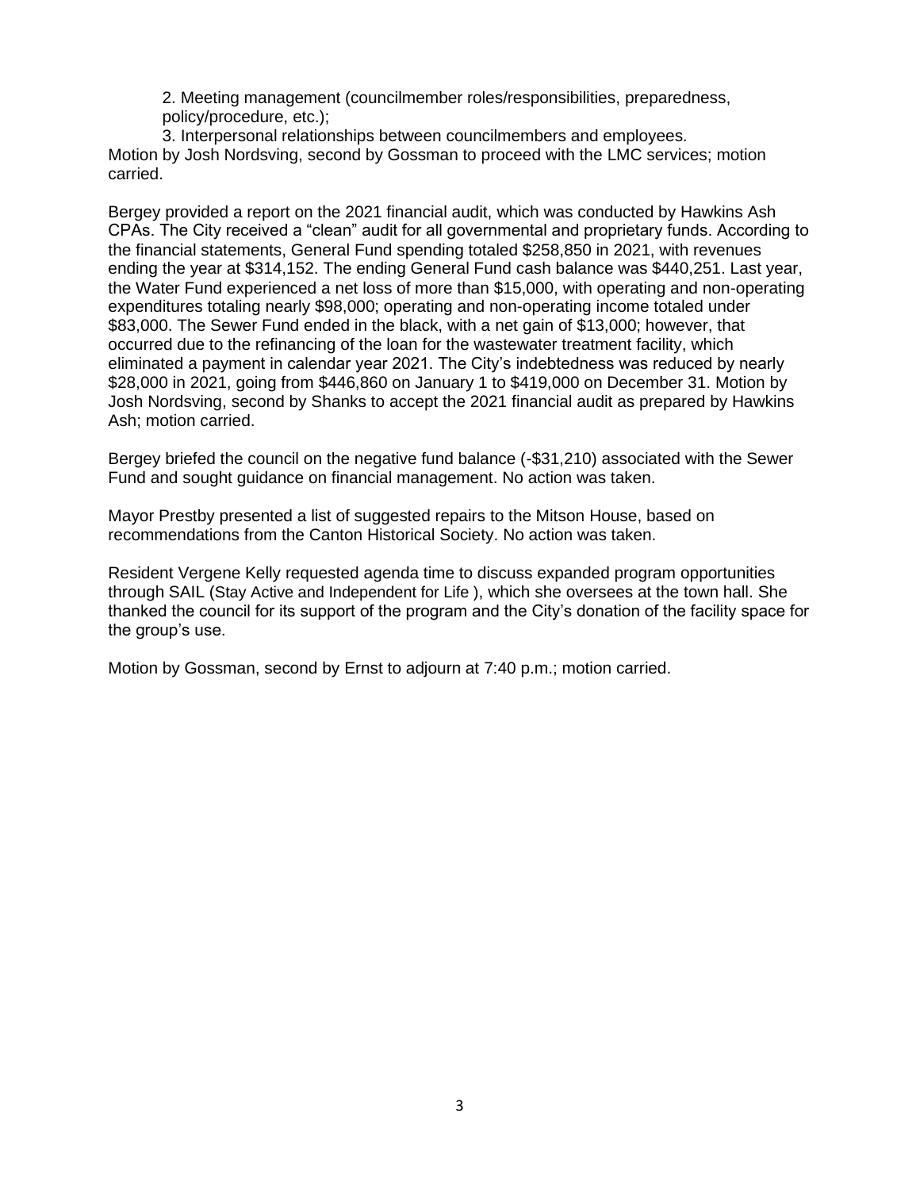2. Meeting management (councilmember roles/responsibilities, preparedness, policy/procedure, etc.);

3. Interpersonal relationships between councilmembers and employees.

Motion by Josh Nordsving, second by Gossman to proceed with the LMC services; motion carried.

Bergey provided a report on the 2021 financial audit, which was conducted by Hawkins Ash CPAs. The City received a "clean" audit for all governmental and proprietary funds. According to the financial statements, General Fund spending totaled $258,850 in 2021, with revenues ending the year at $314,152. The ending General Fund cash balance was $440,251. Last year, the Water Fund experienced a net loss of more than $15,000, with operating and non-operating expenditures totaling nearly $98,000; operating and non-operating income totaled under $83,000. The Sewer Fund ended in the black, with a net gain of $13,000; however, that occurred due to the refinancing of the loan for the wastewater treatment facility, which eliminated a payment in calendar year 2021. The City's indebtedness was reduced by nearly $28,000 in 2021, going from $446,860 on January 1 to $419,000 on December 31. Motion by Josh Nordsving, second by Shanks to accept the 2021 financial audit as prepared by Hawkins Ash; motion carried.

Bergey briefed the council on the negative fund balance (-$31,210) associated with the Sewer Fund and sought guidance on financial management. No action was taken.

Mayor Prestby presented a list of suggested repairs to the Mitson House, based on recommendations from the Canton Historical Society. No action was taken.

Resident Vergene Kelly requested agenda time to discuss expanded program opportunities through SAIL (Stay Active and Independent for Life ), which she oversees at the town hall. She thanked the council for its support of the program and the City's donation of the facility space for the group's use.

Motion by Gossman, second by Ernst to adjourn at 7:40 p.m.; motion carried.